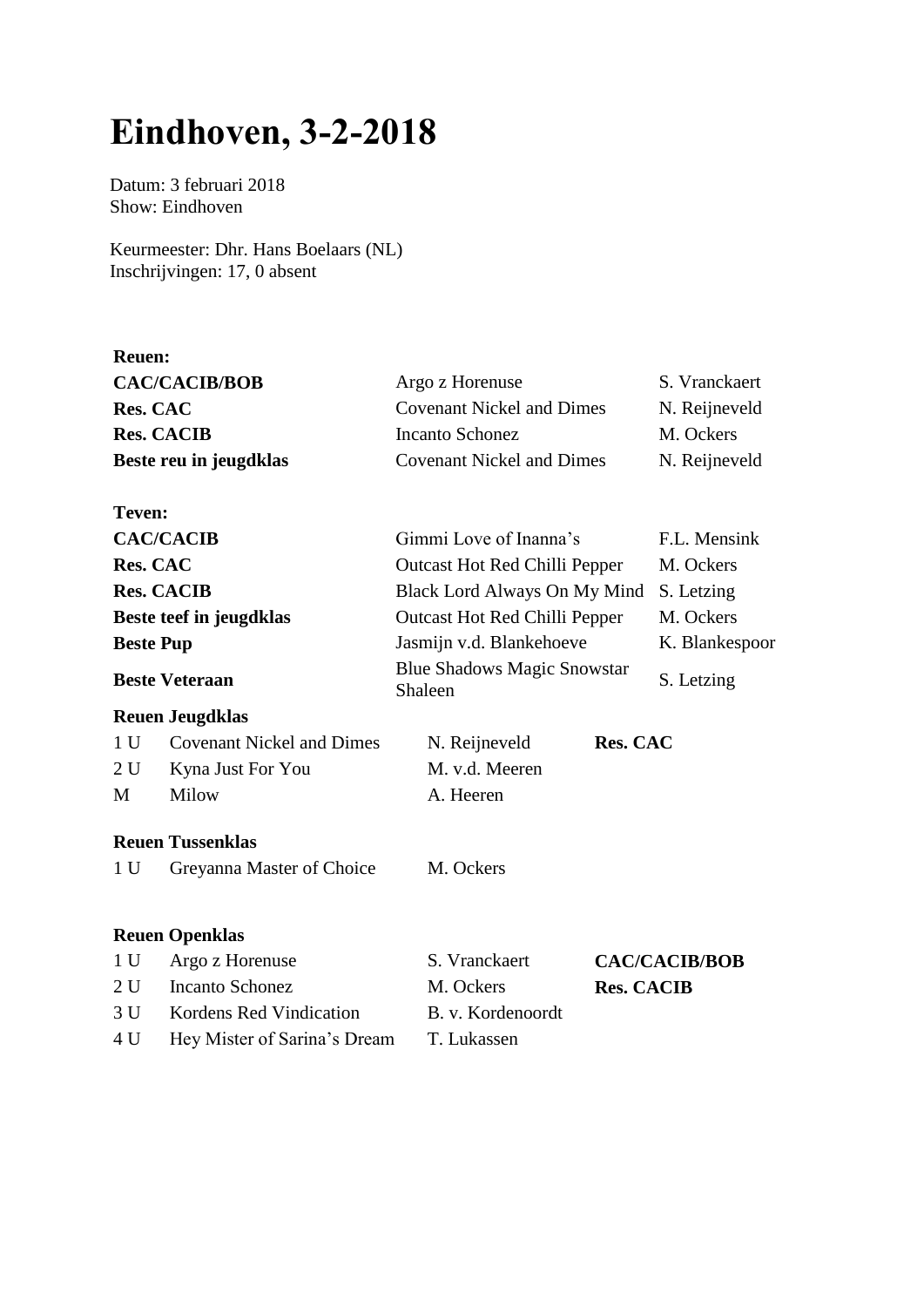# Eindhoven, 3-2-2018

Datum: 3 februari 2018
Show: Eindhoven

Keurmeester: Dhr. Hans Boelaars (NL)
Inschrijvingen: 17, 0 absent

| **Reuen:** | | |
|---|---|---|
| **CAC/CACIB/BOB** | Argo z Horenuse | S. Vranckaert |
| **Res. CAC** | Covenant Nickel and Dimes | N. Reijneveld |
| **Res. CACIB** | Incanto Schonez | M. Ockers |
| **Beste reu in jeugdklas** | Covenant Nickel and Dimes | N. Reijneveld |

| **Teven:** | | |
|---|---|---|
| **CAC/CACIB** | Gimmi Love of Inanna's | F.L. Mensink |
| **Res. CAC** | Outcast Hot Red Chilli Pepper | M. Ockers |
| **Res. CACIB** | Black Lord Always On My Mind | S. Letzing |
| **Beste teef in jeugdklas** | Outcast Hot Red Chilli Pepper | M. Ockers |
| **Beste Pup** | Jasmijn v.d. Blankehoeve | K. Blankespoor |
| **Beste Veteraan** | Blue Shadows Magic Snowstar Shaleen | S. Letzing |

**Reuen Jeugdklas**

| | | | |
|---|---|---|---|
| 1 U | Covenant Nickel and Dimes | N. Reijneveld | **Res. CAC** |
| 2 U | Kyna Just For You | M. v.d. Meeren | |
| M | Milow | A. Heeren | |

**Reuen Tussenklas**

| | | | |
|---|---|---|---|
| 1 U | Greyanna Master of Choice | M. Ockers | |

**Reuen Openklas**

| | | | |
|---|---|---|---|
| 1 U | Argo z Horenuse | S. Vranckaert | **CAC/CACIB/BOB** |
| 2 U | Incanto Schonez | M. Ockers | **Res. CACIB** |
| 3 U | Kordens Red Vindication | B. v. Kordenoordt | |
| 4 U | Hey Mister of Sarina's Dream | T. Lukassen | |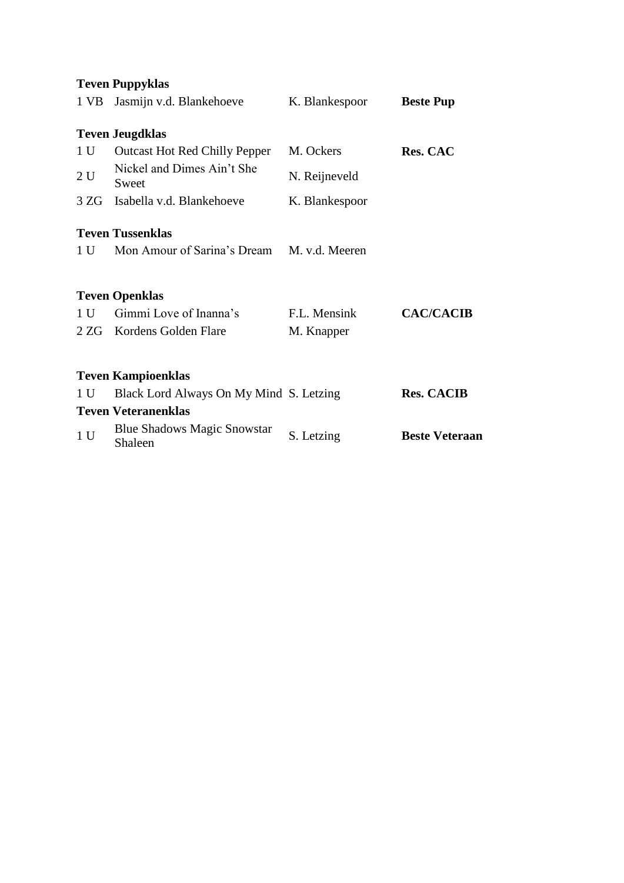**Teven Puppyklas**

| | | | |
|---|---|---|---|
| 1 VB | Jasmijn v.d. Blankehoeve | K. Blankespoor | **Beste Pup** |

**Teven Jeugdklas**

| | | | |
|---|---|---|---|
| 1 U | Outcast Hot Red Chilly Pepper | M. Ockers | **Res. CAC** |
| 2 U | Nickel and Dimes Ain't She Sweet | N. Reijneveld | |
| 3 ZG | Isabella v.d. Blankehoeve | K. Blankespoor | |

**Teven Tussenklas**

| | | | |
|---|---|---|---|
| 1 U | Mon Amour of Sarina's Dream | M. v.d. Meeren | |

**Teven Openklas**

| | | | |
|---|---|---|---|
| 1 U | Gimmi Love of Inanna's | F.L. Mensink | **CAC/CACIB** |
| 2 ZG | Kordens Golden Flare | M. Knapper | |

**Teven Kampioenklas**

| | | | |
|---|---|---|---|
| 1 U | Black Lord Always On My Mind | S. Letzing | **Res. CACIB** |

**Teven Veteranenklas**

| | | | |
|---|---|---|---|
| 1 U | Blue Shadows Magic Snowstar Shaleen | S. Letzing | **Beste Veteraan** |